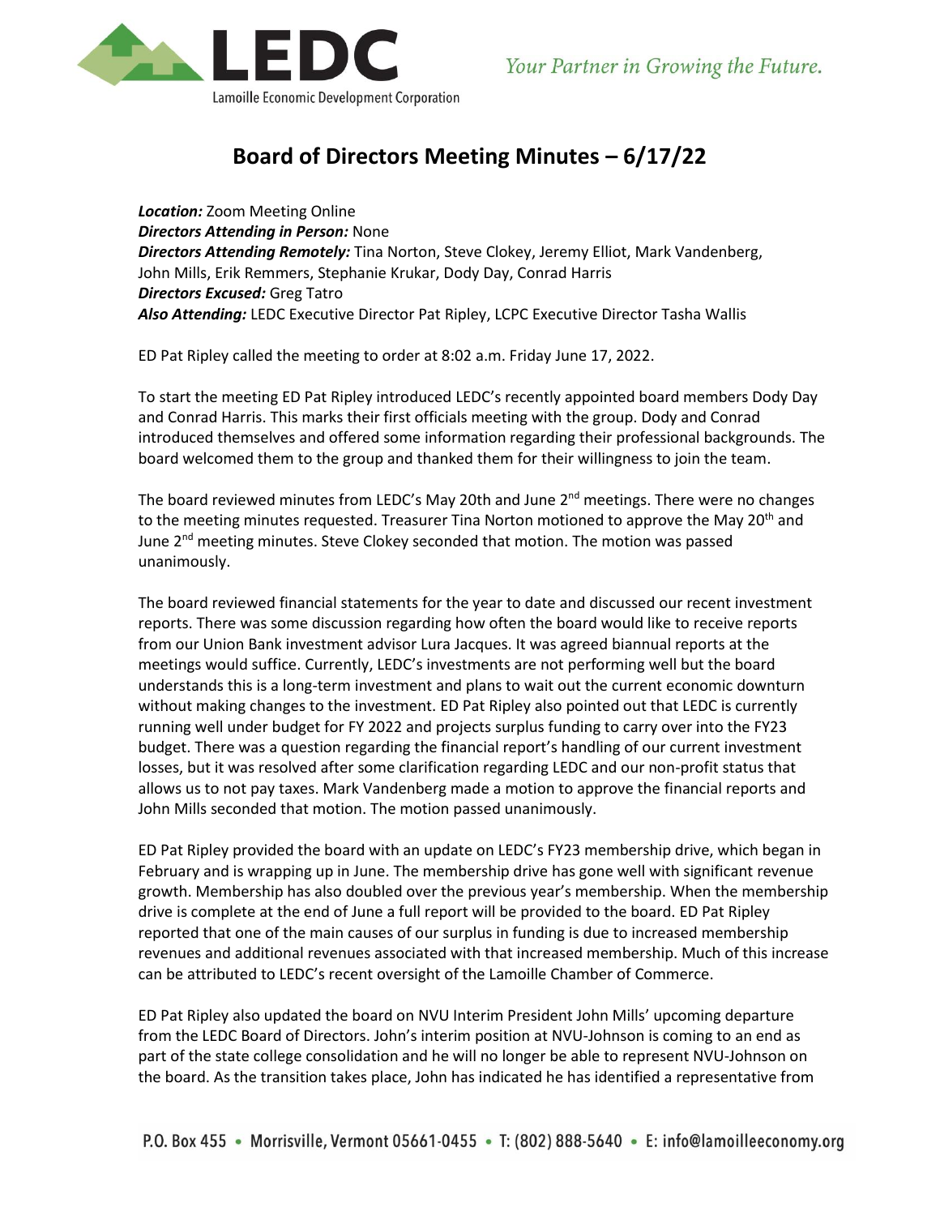# Board of Directors Meeting Minutes – 6/17/22

***Location:*** Zoom Meeting Online
***Directors Attending in Person:*** None
***Directors Attending Remotely:*** Tina Norton, Steve Clokey, Jeremy Elliot, Mark Vandenberg, John Mills, Erik Remmers, Stephanie Krukar, Dody Day, Conrad Harris
***Directors Excused:*** Greg Tatro
***Also Attending:*** LEDC Executive Director Pat Ripley, LCPC Executive Director Tasha Wallis

ED Pat Ripley called the meeting to order at 8:02 a.m. Friday June 17, 2022.

To start the meeting ED Pat Ripley introduced LEDC's recently appointed board members Dody Day and Conrad Harris. This marks their first officials meeting with the group. Dody and Conrad introduced themselves and offered some information regarding their professional backgrounds. The board welcomed them to the group and thanked them for their willingness to join the team.

The board reviewed minutes from LEDC's May 20th and June 2nd meetings. There were no changes to the meeting minutes requested. Treasurer Tina Norton motioned to approve the May 20th and June 2nd meeting minutes. Steve Clokey seconded that motion. The motion was passed unanimously.

The board reviewed financial statements for the year to date and discussed our recent investment reports. There was some discussion regarding how often the board would like to receive reports from our Union Bank investment advisor Lura Jacques. It was agreed biannual reports at the meetings would suffice. Currently, LEDC's investments are not performing well but the board understands this is a long-term investment and plans to wait out the current economic downturn without making changes to the investment. ED Pat Ripley also pointed out that LEDC is currently running well under budget for FY 2022 and projects surplus funding to carry over into the FY23 budget. There was a question regarding the financial report's handling of our current investment losses, but it was resolved after some clarification regarding LEDC and our non-profit status that allows us to not pay taxes. Mark Vandenberg made a motion to approve the financial reports and John Mills seconded that motion. The motion passed unanimously.

ED Pat Ripley provided the board with an update on LEDC's FY23 membership drive, which began in February and is wrapping up in June. The membership drive has gone well with significant revenue growth. Membership has also doubled over the previous year's membership. When the membership drive is complete at the end of June a full report will be provided to the board. ED Pat Ripley reported that one of the main causes of our surplus in funding is due to increased membership revenues and additional revenues associated with that increased membership. Much of this increase can be attributed to LEDC's recent oversight of the Lamoille Chamber of Commerce.

ED Pat Ripley also updated the board on NVU Interim President John Mills' upcoming departure from the LEDC Board of Directors. John's interim position at NVU-Johnson is coming to an end as part of the state college consolidation and he will no longer be able to represent NVU-Johnson on the board. As the transition takes place, John has indicated he has identified a representative from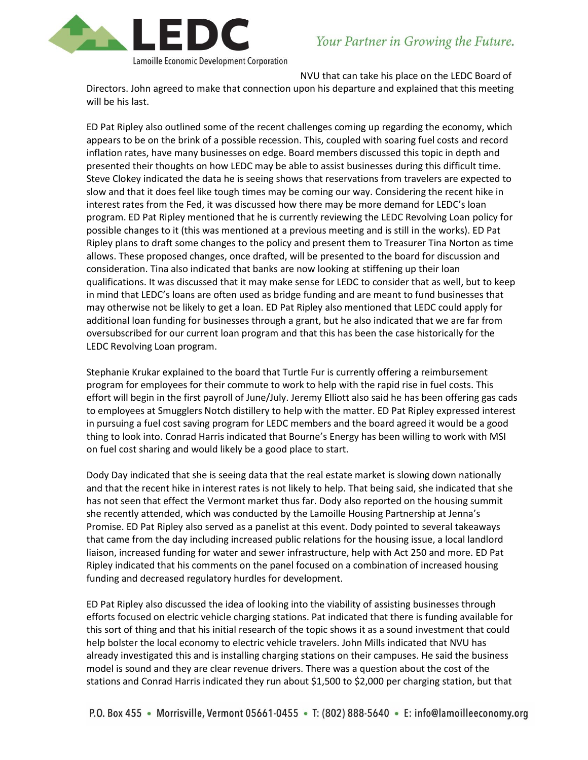NVU that can take his place on the LEDC Board of Directors. John agreed to make that connection upon his departure and explained that this meeting will be his last.

ED Pat Ripley also outlined some of the recent challenges coming up regarding the economy, which appears to be on the brink of a possible recession. This, coupled with soaring fuel costs and record inflation rates, have many businesses on edge. Board members discussed this topic in depth and presented their thoughts on how LEDC may be able to assist businesses during this difficult time. Steve Clokey indicated the data he is seeing shows that reservations from travelers are expected to slow and that it does feel like tough times may be coming our way. Considering the recent hike in interest rates from the Fed, it was discussed how there may be more demand for LEDC's loan program. ED Pat Ripley mentioned that he is currently reviewing the LEDC Revolving Loan policy for possible changes to it (this was mentioned at a previous meeting and is still in the works). ED Pat Ripley plans to draft some changes to the policy and present them to Treasurer Tina Norton as time allows. These proposed changes, once drafted, will be presented to the board for discussion and consideration. Tina also indicated that banks are now looking at stiffening up their loan qualifications. It was discussed that it may make sense for LEDC to consider that as well, but to keep in mind that LEDC's loans are often used as bridge funding and are meant to fund businesses that may otherwise not be likely to get a loan. ED Pat Ripley also mentioned that LEDC could apply for additional loan funding for businesses through a grant, but he also indicated that we are far from oversubscribed for our current loan program and that this has been the case historically for the LEDC Revolving Loan program.

Stephanie Krukar explained to the board that Turtle Fur is currently offering a reimbursement program for employees for their commute to work to help with the rapid rise in fuel costs. This effort will begin in the first payroll of June/July. Jeremy Elliott also said he has been offering gas cads to employees at Smugglers Notch distillery to help with the matter. ED Pat Ripley expressed interest in pursuing a fuel cost saving program for LEDC members and the board agreed it would be a good thing to look into. Conrad Harris indicated that Bourne's Energy has been willing to work with MSI on fuel cost sharing and would likely be a good place to start.

Dody Day indicated that she is seeing data that the real estate market is slowing down nationally and that the recent hike in interest rates is not likely to help. That being said, she indicated that she has not seen that effect the Vermont market thus far. Dody also reported on the housing summit she recently attended, which was conducted by the Lamoille Housing Partnership at Jenna's Promise. ED Pat Ripley also served as a panelist at this event. Dody pointed to several takeaways that came from the day including increased public relations for the housing issue, a local landlord liaison, increased funding for water and sewer infrastructure, help with Act 250 and more. ED Pat Ripley indicated that his comments on the panel focused on a combination of increased housing funding and decreased regulatory hurdles for development.

ED Pat Ripley also discussed the idea of looking into the viability of assisting businesses through efforts focused on electric vehicle charging stations. Pat indicated that there is funding available for this sort of thing and that his initial research of the topic shows it as a sound investment that could help bolster the local economy to electric vehicle travelers. John Mills indicated that NVU has already investigated this and is installing charging stations on their campuses. He said the business model is sound and they are clear revenue drivers. There was a question about the cost of the stations and Conrad Harris indicated they run about $1,500 to $2,000 per charging station, but that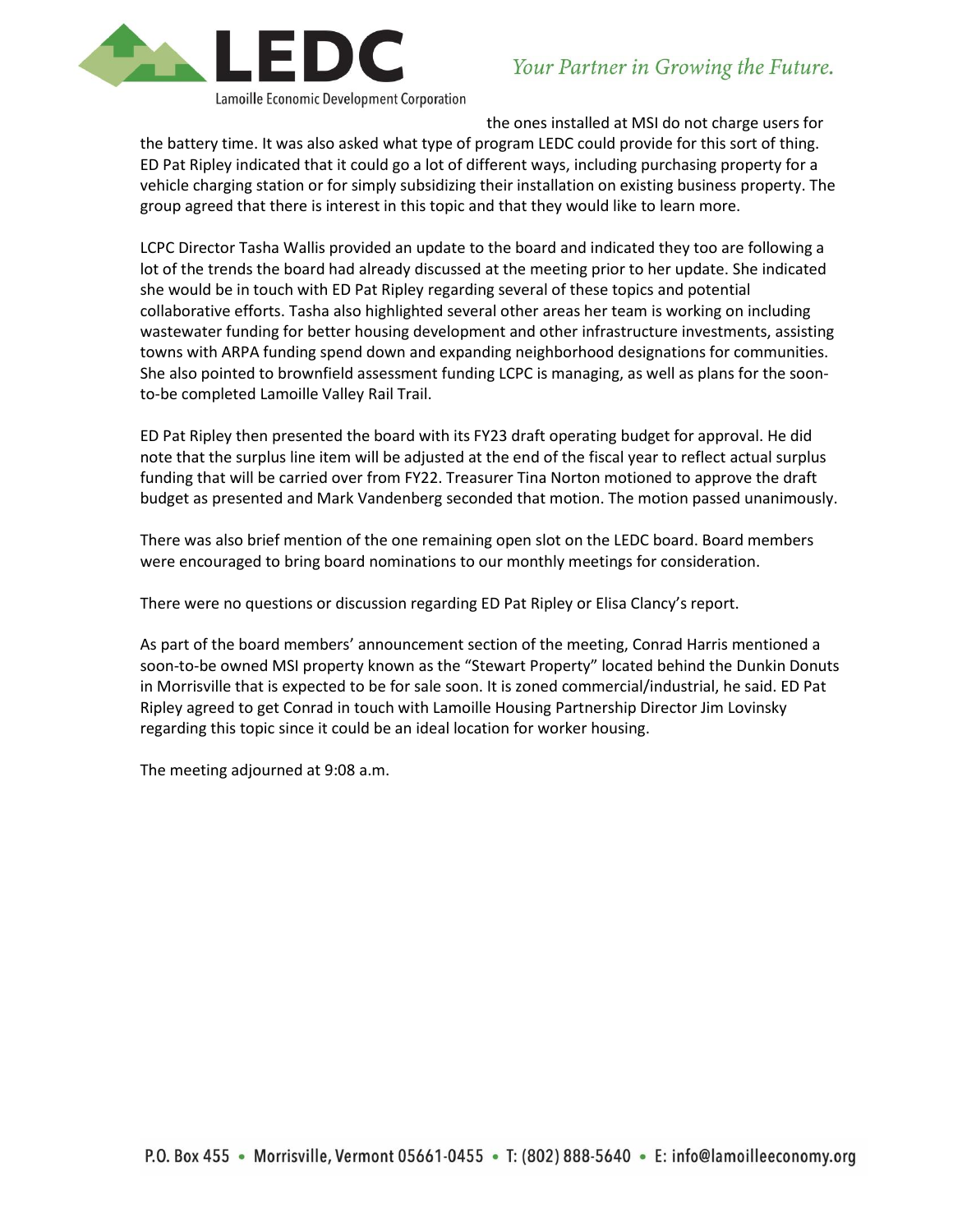the ones installed at MSI do not charge users for the battery time. It was also asked what type of program LEDC could provide for this sort of thing. ED Pat Ripley indicated that it could go a lot of different ways, including purchasing property for a vehicle charging station or for simply subsidizing their installation on existing business property. The group agreed that there is interest in this topic and that they would like to learn more.

LCPC Director Tasha Wallis provided an update to the board and indicated they too are following a lot of the trends the board had already discussed at the meeting prior to her update. She indicated she would be in touch with ED Pat Ripley regarding several of these topics and potential collaborative efforts. Tasha also highlighted several other areas her team is working on including wastewater funding for better housing development and other infrastructure investments, assisting towns with ARPA funding spend down and expanding neighborhood designations for communities. She also pointed to brownfield assessment funding LCPC is managing, as well as plans for the soon-to-be completed Lamoille Valley Rail Trail.

ED Pat Ripley then presented the board with its FY23 draft operating budget for approval. He did note that the surplus line item will be adjusted at the end of the fiscal year to reflect actual surplus funding that will be carried over from FY22. Treasurer Tina Norton motioned to approve the draft budget as presented and Mark Vandenberg seconded that motion. The motion passed unanimously.

There was also brief mention of the one remaining open slot on the LEDC board. Board members were encouraged to bring board nominations to our monthly meetings for consideration.

There were no questions or discussion regarding ED Pat Ripley or Elisa Clancy's report.

As part of the board members' announcement section of the meeting, Conrad Harris mentioned a soon-to-be owned MSI property known as the "Stewart Property" located behind the Dunkin Donuts in Morrisville that is expected to be for sale soon. It is zoned commercial/industrial, he said. ED Pat Ripley agreed to get Conrad in touch with Lamoille Housing Partnership Director Jim Lovinsky regarding this topic since it could be an ideal location for worker housing.

The meeting adjourned at 9:08 a.m.